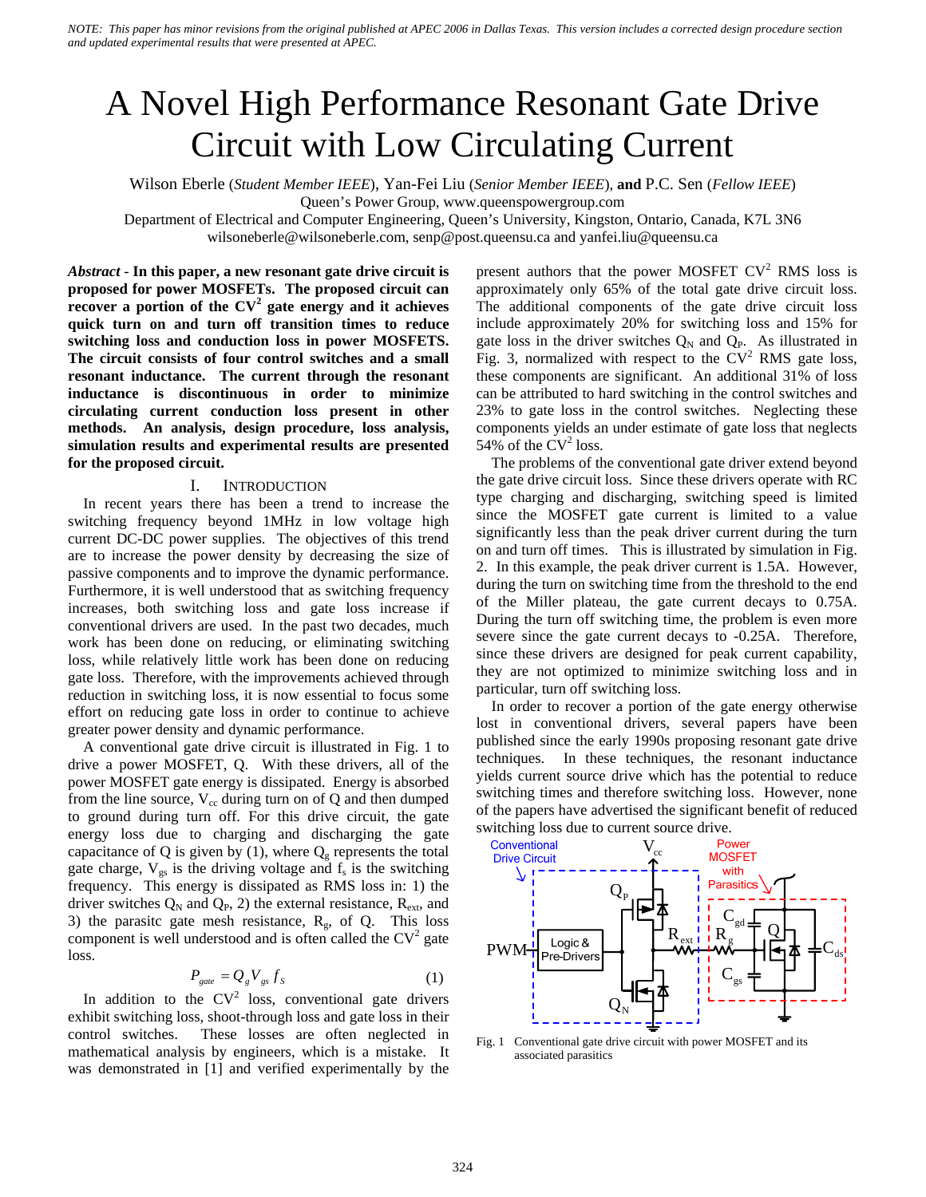*NOTE: This paper has minor revisions from the original published at APEC 2006 in Dallas Texas. This version includes a corrected design procedure section and updated experimental results that were presented at APEC.*

# A Novel High Performance Resonant Gate Drive Circuit with Low Circulating Current

Wilson Eberle (*Student Member IEEE*), Yan-Fei Liu (*Senior Member IEEE*), **and** P.C. Sen (*Fellow IEEE*)
Queen's Power Group, www.queenspowergroup.com
Department of Electrical and Computer Engineering, Queen's University, Kingston, Ontario, Canada, K7L 3N6
wilsoneberle@wilsoneberle.com, senp@post.queensu.ca and yanfei.liu@queensu.ca

***Abstract* - In this paper, a new resonant gate drive circuit is proposed for power MOSFETs. The proposed circuit can recover a portion of the $CV^2$ gate energy and it achieves quick turn on and turn off transition times to reduce switching loss and conduction loss in power MOSFETS. The circuit consists of four control switches and a small resonant inductance. The current through the resonant inductance is discontinuous in order to minimize circulating current conduction loss present in other methods. An analysis, design procedure, loss analysis, simulation results and experimental results are presented for the proposed circuit.**

## I. Introduction

In recent years there has been a trend to increase the switching frequency beyond 1MHz in low voltage high current DC-DC power supplies. The objectives of this trend are to increase the power density by decreasing the size of passive components and to improve the dynamic performance. Furthermore, it is well understood that as switching frequency increases, both switching loss and gate loss increase if conventional drivers are used. In the past two decades, much work has been done on reducing, or eliminating switching loss, while relatively little work has been done on reducing gate loss. Therefore, with the improvements achieved through reduction in switching loss, it is now essential to focus some effort on reducing gate loss in order to continue to achieve greater power density and dynamic performance.

A conventional gate drive circuit is illustrated in Fig. 1 to drive a power MOSFET, Q. With these drivers, all of the power MOSFET gate energy is dissipated. Energy is absorbed from the line source, $V_{cc}$ during turn on of Q and then dumped to ground during turn off. For this drive circuit, the gate energy loss due to charging and discharging the gate capacitance of Q is given by (1), where $Q_g$ represents the total gate charge, $V_{gs}$ is the driving voltage and $f_s$ is the switching frequency. This energy is dissipated as RMS loss in: 1) the driver switches $Q_N$ and $Q_P$, 2) the external resistance, $R_{ext}$, and 3) the parasitic gate mesh resistance, $R_g$, of Q. This loss component is well understood and is often called the $CV^2$ gate loss.

$$P_{gate} = Q_g V_{gs} f_S \tag{1}$$

In addition to the $CV^2$ loss, conventional gate drivers exhibit switching loss, shoot-through loss and gate loss in their control switches. These losses are often neglected in mathematical analysis by engineers, which is a mistake. It was demonstrated in [1] and verified experimentally by the present authors that the power MOSFET $CV^2$ RMS loss is approximately only 65% of the total gate drive circuit loss. The additional components of the gate drive circuit loss include approximately 20% for switching loss and 15% for gate loss in the driver switches $Q_N$ and $Q_P$. As illustrated in Fig. 3, normalized with respect to the $CV^2$ RMS gate loss, these components are significant. An additional 31% of loss can be attributed to hard switching in the control switches and 23% to gate loss in the control switches. Neglecting these components yields an under estimate of gate loss that neglects 54% of the $CV^2$ loss.

The problems of the conventional gate driver extend beyond the gate drive circuit loss. Since these drivers operate with RC type charging and discharging, switching speed is limited since the MOSFET gate current is limited to a value significantly less than the peak driver current during the turn on and turn off times. This is illustrated by simulation in Fig. 2. In this example, the peak driver current is 1.5A. However, during the turn on switching time from the threshold to the end of the Miller plateau, the gate current decays to 0.75A. During the turn off switching time, the problem is even more severe since the gate current decays to -0.25A. Therefore, since these drivers are designed for peak current capability, they are not optimized to minimize switching loss and in particular, turn off switching loss.

In order to recover a portion of the gate energy otherwise lost in conventional drivers, several papers have been published since the early 1990s proposing resonant gate drive techniques. In these techniques, the resonant inductance yields current source drive which has the potential to reduce switching times and therefore switching loss. However, none of the papers have advertised the significant benefit of reduced switching loss due to current source drive.

Fig. 1 Conventional gate drive circuit with power MOSFET and its associated parasitics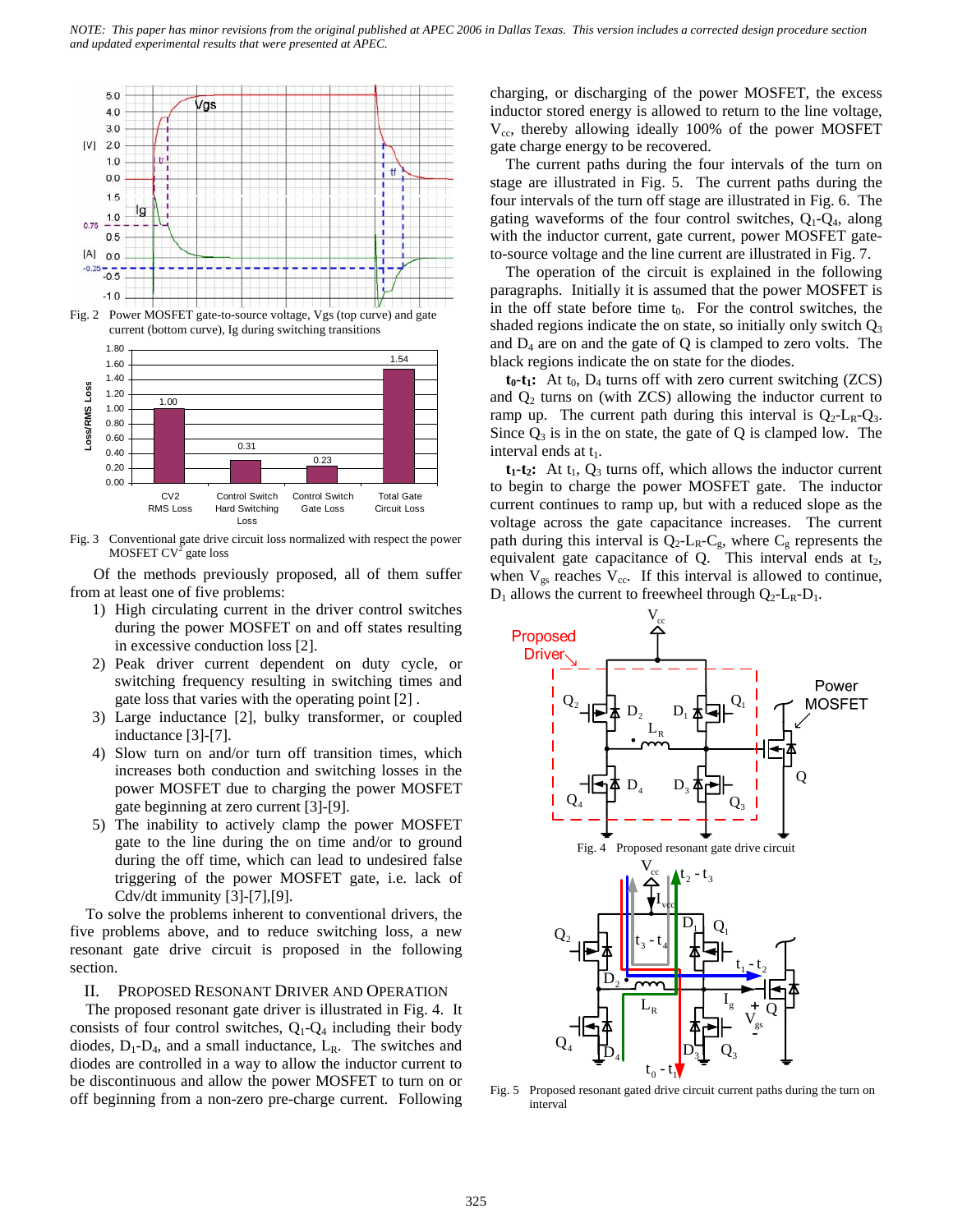NOTE: This paper has minor revisions from the original published at APEC 2006 in Dallas Texas. This version includes a corrected design procedure section and updated experimental results that were presented at APEC.

Fig. 2 Power MOSFET gate-to-source voltage, Vgs (top curve) and gate current (bottom curve), Ig during switching transitions

| | CV2 RMS Loss | Control Switch Hard Switching Loss | Control Switch Gate Loss | Total Gate Circuit Loss |
|---|---|---|---|---|
| Loss/RMS Loss | 1.00 | 0.31 | 0.23 | 1.54 |

Fig. 3 Conventional gate drive circuit loss normalized with respect the power MOSFET $CV^2$ gate loss

Of the methods previously proposed, all of them suffer from at least one of five problems:

1) High circulating current in the driver control switches during the power MOSFET on and off states resulting in excessive conduction loss [2].
2) Peak driver current dependent on duty cycle, or switching frequency resulting in switching times and gate loss that varies with the operating point [2] .
3) Large inductance [2], bulky transformer, or coupled inductance [3]-[7].
4) Slow turn on and/or turn off transition times, which increases both conduction and switching losses in the power MOSFET due to charging the power MOSFET gate beginning at zero current [3]-[9].
5) The inability to actively clamp the power MOSFET gate to the line during the on time and/or to ground during the off time, which can lead to undesired false triggering of the power MOSFET gate, i.e. lack of Cdv/dt immunity [3]-[7],[9].

To solve the problems inherent to conventional drivers, the five problems above, and to reduce switching loss, a new resonant gate drive circuit is proposed in the following section.

## II. Proposed Resonant Driver and Operation

The proposed resonant gate driver is illustrated in Fig. 4. It consists of four control switches, $Q_1$-$Q_4$ including their body diodes, $D_1$-$D_4$, and a small inductance, $L_R$. The switches and diodes are controlled in a way to allow the inductor current to be discontinuous and allow the power MOSFET to turn on or off beginning from a non-zero pre-charge current. Following charging, or discharging of the power MOSFET, the excess inductor stored energy is allowed to return to the line voltage, $V_{cc}$, thereby allowing ideally 100% of the power MOSFET gate charge energy to be recovered.

The current paths during the four intervals of the turn on stage are illustrated in Fig. 5. The current paths during the four intervals of the turn off stage are illustrated in Fig. 6. The gating waveforms of the four control switches, $Q_1$-$Q_4$, along with the inductor current, gate current, power MOSFET gate-to-source voltage and the line current are illustrated in Fig. 7.

The operation of the circuit is explained in the following paragraphs. Initially it is assumed that the power MOSFET is in the off state before time $t_0$. For the control switches, the shaded regions indicate the on state, so initially only switch $Q_3$ and $D_4$ are on and the gate of Q is clamped to zero volts. The black regions indicate the on state for the diodes.

**$t_0$-$t_1$:** At $t_0$, $D_4$ turns off with zero current switching (ZCS) and $Q_2$ turns on (with ZCS) allowing the inductor current to ramp up. The current path during this interval is $Q_2$-$L_R$-$Q_3$. Since $Q_3$ is in the on state, the gate of Q is clamped low. The interval ends at $t_1$.

**$t_1$-$t_2$:** At $t_1$, $Q_3$ turns off, which allows the inductor current to begin to charge the power MOSFET gate. The inductor current continues to ramp up, but with a reduced slope as the voltage across the gate capacitance increases. The current path during this interval is $Q_2$-$L_R$-$C_g$, where $C_g$ represents the equivalent gate capacitance of Q. This interval ends at $t_2$, when $V_{gs}$ reaches $V_{cc}$. If this interval is allowed to continue, $D_1$ allows the current to freewheel through $Q_2$-$L_R$-$D_1$.

Fig. 4 Proposed resonant gate drive circuit

Fig. 5 Proposed resonant gated drive circuit current paths during the turn on interval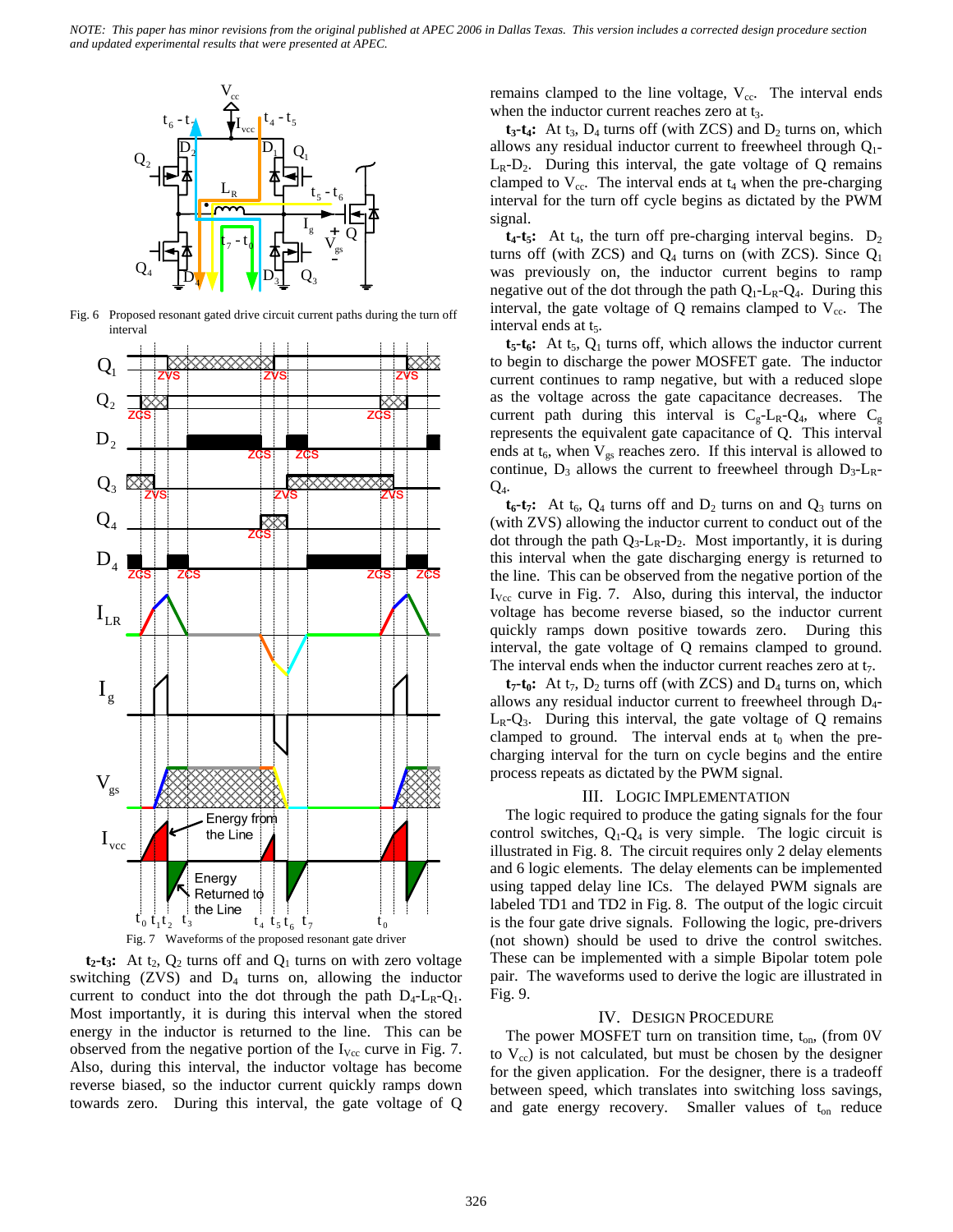NOTE: This paper has minor revisions from the original published at APEC 2006 in Dallas Texas. This version includes a corrected design procedure section and updated experimental results that were presented at APEC.

Fig. 6 Proposed resonant gated drive circuit current paths during the turn off interval

Fig. 7 Waveforms of the proposed resonant gate driver

**$t_2$-$t_3$:** At $t_2$, $Q_2$ turns off and $Q_1$ turns on with zero voltage switching (ZVS) and $D_4$ turns on, allowing the inductor current to conduct into the dot through the path $D_4$-$L_R$-$Q_1$. Most importantly, it is during this interval when the stored energy in the inductor is returned to the line. This can be observed from the negative portion of the $I_{Vcc}$ curve in Fig. 7. Also, during this interval, the inductor voltage has become reverse biased, so the inductor current quickly ramps down towards zero. During this interval, the gate voltage of Q remains clamped to the line voltage, $V_{cc}$. The interval ends when the inductor current reaches zero at $t_3$.

**$t_3$-$t_4$:** At $t_3$, $D_4$ turns off (with ZCS) and $D_2$ turns on, which allows any residual inductor current to freewheel through $Q_1$-$L_R$-$D_2$. During this interval, the gate voltage of Q remains clamped to $V_{cc}$. The interval ends at $t_4$ when the pre-charging interval for the turn off cycle begins as dictated by the PWM signal.

**$t_4$-$t_5$:** At $t_4$, the turn off pre-charging interval begins. $D_2$ turns off (with ZCS) and $Q_4$ turns on (with ZCS). Since $Q_1$ was previously on, the inductor current begins to ramp negative out of the dot through the path $Q_1$-$L_R$-$Q_4$. During this interval, the gate voltage of Q remains clamped to $V_{cc}$. The interval ends at $t_5$.

**$t_5$-$t_6$:** At $t_5$, $Q_1$ turns off, which allows the inductor current to begin to discharge the power MOSFET gate. The inductor current continues to ramp negative, but with a reduced slope as the voltage across the gate capacitance decreases. The current path during this interval is $C_g$-$L_R$-$Q_4$, where $C_g$ represents the equivalent gate capacitance of Q. This interval ends at $t_6$, when $V_{gs}$ reaches zero. If this interval is allowed to continue, $D_3$ allows the current to freewheel through $D_3$-$L_R$-$Q_4$.

**$t_6$-$t_7$:** At $t_6$, $Q_4$ turns off and $D_2$ turns on and $Q_3$ turns on (with ZVS) allowing the inductor current to conduct out of the dot through the path $Q_3$-$L_R$-$D_2$. Most importantly, it is during this interval when the gate discharging energy is returned to the line. This can be observed from the negative portion of the $I_{Vcc}$ curve in Fig. 7. Also, during this interval, the inductor voltage has become reverse biased, so the inductor current quickly ramps down positive towards zero. During this interval, the gate voltage of Q remains clamped to ground. The interval ends when the inductor current reaches zero at $t_7$.

**$t_7$-$t_0$:** At $t_7$, $D_2$ turns off (with ZCS) and $D_4$ turns on, which allows any residual inductor current to freewheel through $D_4$-$L_R$-$Q_3$. During this interval, the gate voltage of Q remains clamped to ground. The interval ends at $t_0$ when the pre-charging interval for the turn on cycle begins and the entire process repeats as dictated by the PWM signal.

## III. Logic Implementation

The logic required to produce the gating signals for the four control switches, $Q_1$-$Q_4$ is very simple. The logic circuit is illustrated in Fig. 8. The circuit requires only 2 delay elements and 6 logic elements. The delay elements can be implemented using tapped delay line ICs. The delayed PWM signals are labeled TD1 and TD2 in Fig. 8. The output of the logic circuit is the four gate drive signals. Following the logic, pre-drivers (not shown) should be used to drive the control switches. These can be implemented with a simple Bipolar totem pole pair. The waveforms used to derive the logic are illustrated in Fig. 9.

## IV. Design Procedure

The power MOSFET turn on transition time, $t_{on}$, (from 0V to $V_{cc}$) is not calculated, but must be chosen by the designer for the given application. For the designer, there is a tradeoff between speed, which translates into switching loss savings, and gate energy recovery. Smaller values of $t_{on}$ reduce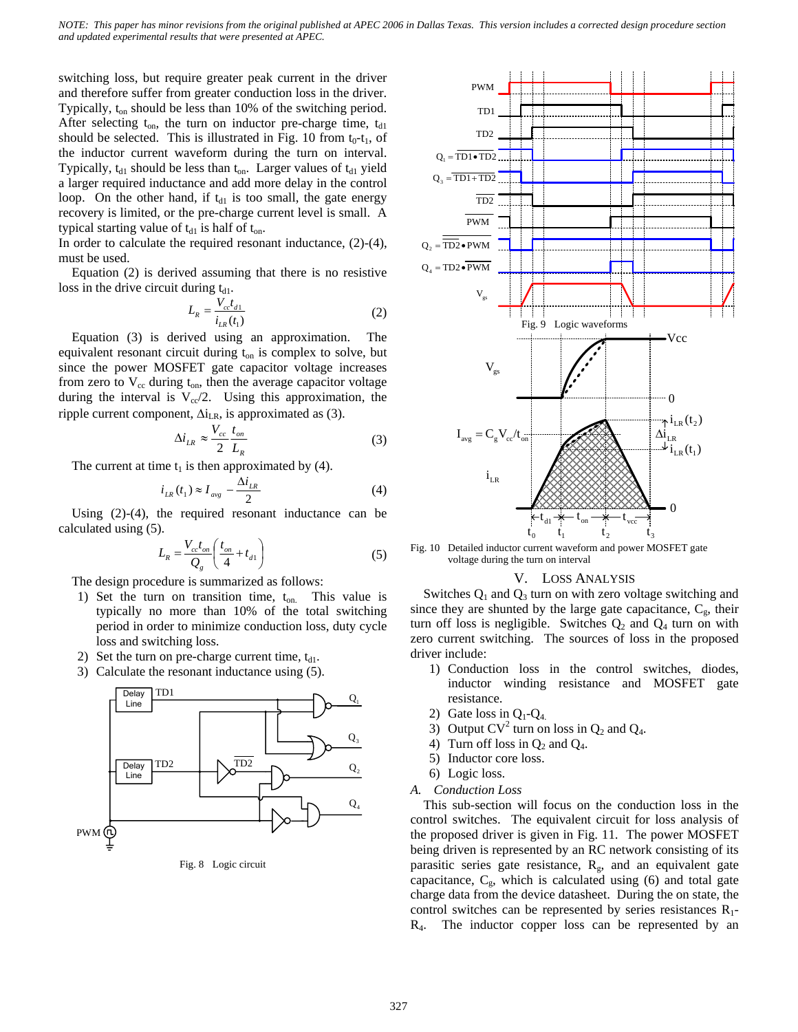NOTE: This paper has minor revisions from the original published at APEC 2006 in Dallas Texas. This version includes a corrected design procedure section and updated experimental results that were presented at APEC.

switching loss, but require greater peak current in the driver and therefore suffer from greater conduction loss in the driver. Typically, $t_{on}$ should be less than 10% of the switching period. After selecting $t_{on}$, the turn on inductor pre-charge time, $t_{d1}$ should be selected. This is illustrated in Fig. 10 from $t_0$-$t_1$, of the inductor current waveform during the turn on interval. Typically, $t_{d1}$ should be less than $t_{on}$. Larger values of $t_{d1}$ yield a larger required inductance and add more delay in the control loop. On the other hand, if $t_{d1}$ is too small, the gate energy recovery is limited, or the pre-charge current level is small. A typical starting value of $t_{d1}$ is half of $t_{on}$.

In order to calculate the required resonant inductance, (2)-(4), must be used.

Equation (2) is derived assuming that there is no resistive loss in the drive circuit during $t_{d1}$.

$$L_R = \frac{V_{cc} t_{d1}}{i_{LR}(t_1)} \quad (2)$$

Equation (3) is derived using an approximation. The equivalent resonant circuit during $t_{on}$ is complex to solve, but since the power MOSFET gate capacitor voltage increases from zero to $V_{cc}$ during $t_{on}$, then the average capacitor voltage during the interval is $V_{cc}/2$. Using this approximation, the ripple current component, $\Delta i_{LR}$, is approximated as (3).

$$\Delta i_{LR} \approx \frac{V_{cc}}{2} \frac{t_{on}}{L_R} \quad (3)$$

The current at time $t_1$ is then approximated by (4).

$$i_{LR}(t_1) \approx I_{avg} - \frac{\Delta i_{LR}}{2} \quad (4)$$

Using (2)-(4), the required resonant inductance can be calculated using (5).

$$L_R = \frac{V_{cc} t_{on}}{Q_g}\left(\frac{t_{on}}{4} + t_{d1}\right) \quad (5)$$

The design procedure is summarized as follows:

1) Set the turn on transition time, $t_{on}$. This value is typically no more than 10% of the total switching period in order to minimize conduction loss, duty cycle loss and switching loss.
2) Set the turn on pre-charge current time, $t_{d1}$.
3) Calculate the resonant inductance using (5).

Fig. 8 Logic circuit

Fig. 9 Logic waveforms

Fig. 10 Detailed inductor current waveform and power MOSFET gate voltage during the turn on interval

## V. Loss Analysis

Switches $Q_1$ and $Q_3$ turn on with zero voltage switching and since they are shunted by the large gate capacitance, $C_g$, their turn off loss is negligible. Switches $Q_2$ and $Q_4$ turn on with zero current switching. The sources of loss in the proposed driver include:

1) Conduction loss in the control switches, diodes, inductor winding resistance and MOSFET gate resistance.
2) Gate loss in $Q_1$-$Q_4$.
3) Output $CV^2$ turn on loss in $Q_2$ and $Q_4$.
4) Turn off loss in $Q_2$ and $Q_4$.
5) Inductor core loss.
6) Logic loss.

### *A. Conduction Loss*

This sub-section will focus on the conduction loss in the control switches. The equivalent circuit for loss analysis of the proposed driver is given in Fig. 11. The power MOSFET being driven is represented by an RC network consisting of its parasitic series gate resistance, $R_g$, and an equivalent gate capacitance, $C_g$, which is calculated using (6) and total gate charge data from the device datasheet. During the on state, the control switches can be represented by series resistances $R_1$-$R_4$. The inductor copper loss can be represented by an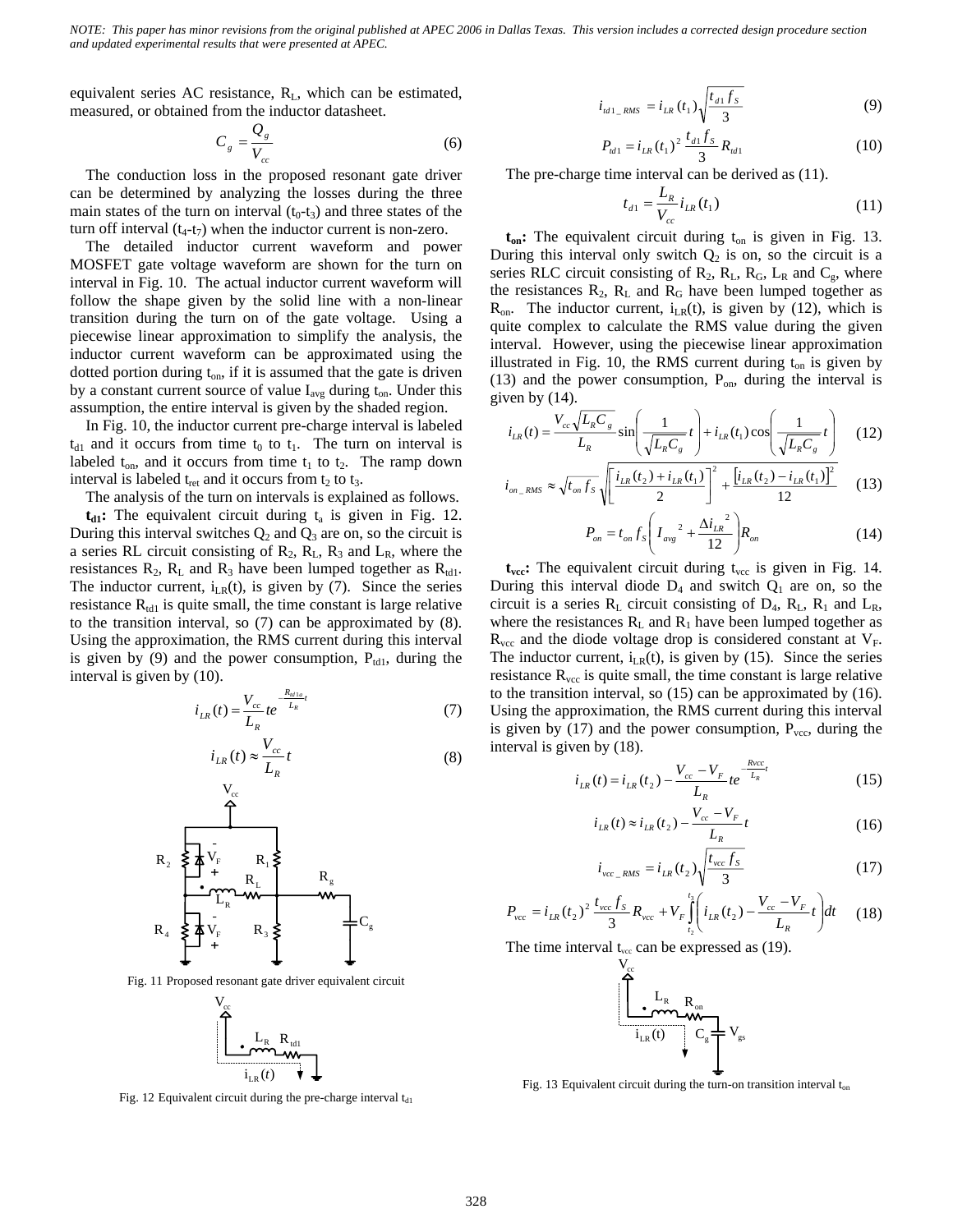NOTE: This paper has minor revisions from the original published at APEC 2006 in Dallas Texas. This version includes a corrected design procedure section and updated experimental results that were presented at APEC.

equivalent series AC resistance, $R_L$, which can be estimated, measured, or obtained from the inductor datasheet.

$$C_g = \frac{Q_g}{V_{cc}} \tag{6}$$

The conduction loss in the proposed resonant gate driver can be determined by analyzing the losses during the three main states of the turn on interval ($t_0$-$t_3$) and three states of the turn off interval ($t_4$-$t_7$) when the inductor current is non-zero.

The detailed inductor current waveform and power MOSFET gate voltage waveform are shown for the turn on interval in Fig. 10. The actual inductor current waveform will follow the shape given by the solid line with a non-linear transition during the turn on of the gate voltage. Using a piecewise linear approximation to simplify the analysis, the inductor current waveform can be approximated using the dotted portion during $t_{on}$, if it is assumed that the gate is driven by a constant current source of value $I_{avg}$ during $t_{on}$. Under this assumption, the entire interval is given by the shaded region.

In Fig. 10, the inductor current pre-charge interval is labeled $t_{d1}$ and it occurs from time $t_0$ to $t_1$. The turn on interval is labeled $t_{on}$, and it occurs from time $t_1$ to $t_2$. The ramp down interval is labeled $t_{ret}$ and it occurs from $t_2$ to $t_3$.

The analysis of the turn on intervals is explained as follows.

**$t_{d1}$:** The equivalent circuit during $t_a$ is given in Fig. 12. During this interval switches $Q_2$ and $Q_3$ are on, so the circuit is a series RL circuit consisting of $R_2$, $R_L$, $R_3$ and $L_R$, where the resistances $R_2$, $R_L$ and $R_3$ have been lumped together as $R_{td1}$. The inductor current, $i_{LR}(t)$, is given by (7). Since the series resistance $R_{td1}$ is quite small, the time constant is large relative to the transition interval, so (7) can be approximated by (8). Using the approximation, the RMS current during this interval is given by (9) and the power consumption, $P_{td1}$, during the interval is given by (10).

$$i_{LR}(t) = \frac{V_{cc}}{L_R} t e^{-\frac{R_{td1a}}{L_R}t} \tag{7}$$

$$i_{LR}(t) \approx \frac{V_{cc}}{L_R} t \tag{8}$$

Fig. 11 Proposed resonant gate driver equivalent circuit

Fig. 12 Equivalent circuit during the pre-charge interval $t_{d1}$

$$i_{td1\_RMS} = i_{LR}(t_1)\sqrt{\frac{t_{d1} f_S}{3}} \tag{9}$$

$$P_{td1} = i_{LR}(t_1)^2 \frac{t_{d1} f_S}{3} R_{td1} \tag{10}$$

The pre-charge time interval can be derived as (11).

$$t_{d1} = \frac{L_R}{V_{cc}} i_{LR}(t_1) \tag{11}$$

**$t_{on}$:** The equivalent circuit during $t_{on}$ is given in Fig. 13. During this interval only switch $Q_2$ is on, so the circuit is a series RLC circuit consisting of $R_2$, $R_L$, $R_G$, $L_R$ and $C_g$, where the resistances $R_2$, $R_L$ and $R_G$ have been lumped together as $R_{on}$. The inductor current, $i_{LR}(t)$, is given by (12), which is quite complex to calculate the RMS value during the given interval. However, using the piecewise linear approximation illustrated in Fig. 10, the RMS current during $t_{on}$ is given by (13) and the power consumption, $P_{on}$, during the interval is given by (14).

$$i_{LR}(t) = \frac{V_{cc}\sqrt{L_R C_g}}{L_R}\sin\left(\frac{1}{\sqrt{L_R C_g}}t\right) + i_{LR}(t_1)\cos\left(\frac{1}{\sqrt{L_R C_g}}t\right) \tag{12}$$

$$i_{on\_RMS} \approx \sqrt{t_{on} f_S}\sqrt{\left[\frac{i_{LR}(t_2)+i_{LR}(t_1)}{2}\right]^2 + \frac{\left[i_{LR}(t_2)-i_{LR}(t_1)\right]^2}{12}} \tag{13}$$

$$P_{on} = t_{on} f_S\left(I_{avg}{}^2 + \frac{\Delta i_{LR}{}^2}{12}\right)R_{on} \tag{14}$$

**$t_{vcc}$:** The equivalent circuit during $t_{vcc}$ is given in Fig. 14. During this interval diode $D_4$ and switch $Q_1$ are on, so the circuit is a series $R_L$ circuit consisting of $D_4$, $R_L$, $R_1$ and $L_R$, where the resistances $R_L$ and $R_1$ have been lumped together as $R_{vcc}$ and the diode voltage drop is considered constant at $V_F$. The inductor current, $i_{LR}(t)$, is given by (15). Since the series resistance $R_{vcc}$ is quite small, the time constant is large relative to the transition interval, so (15) can be approximated by (16). Using the approximation, the RMS current during this interval is given by (17) and the power consumption, $P_{vcc}$, during the interval is given by (18).

$$i_{LR}(t) = i_{LR}(t_2) - \frac{V_{cc}-V_F}{L_R} t e^{-\frac{Rvcc}{L_R}t} \tag{15}$$

$$i_{LR}(t) \approx i_{LR}(t_2) - \frac{V_{cc}-V_F}{L_R} t \tag{16}$$

$$i_{vcc\_RMS} = i_{LR}(t_2)\sqrt{\frac{t_{vcc} f_S}{3}} \tag{17}$$

$$P_{vcc} = i_{LR}(t_2)^2 \frac{t_{vcc} f_S}{3} R_{vcc} + V_F \int_{t_2}^{t_3}\left(i_{LR}(t_2) - \frac{V_{cc}-V_F}{L_R}t\right)dt \tag{18}$$

The time interval $t_{vcc}$ can be expressed as (19).

Fig. 13 Equivalent circuit during the turn-on transition interval $t_{on}$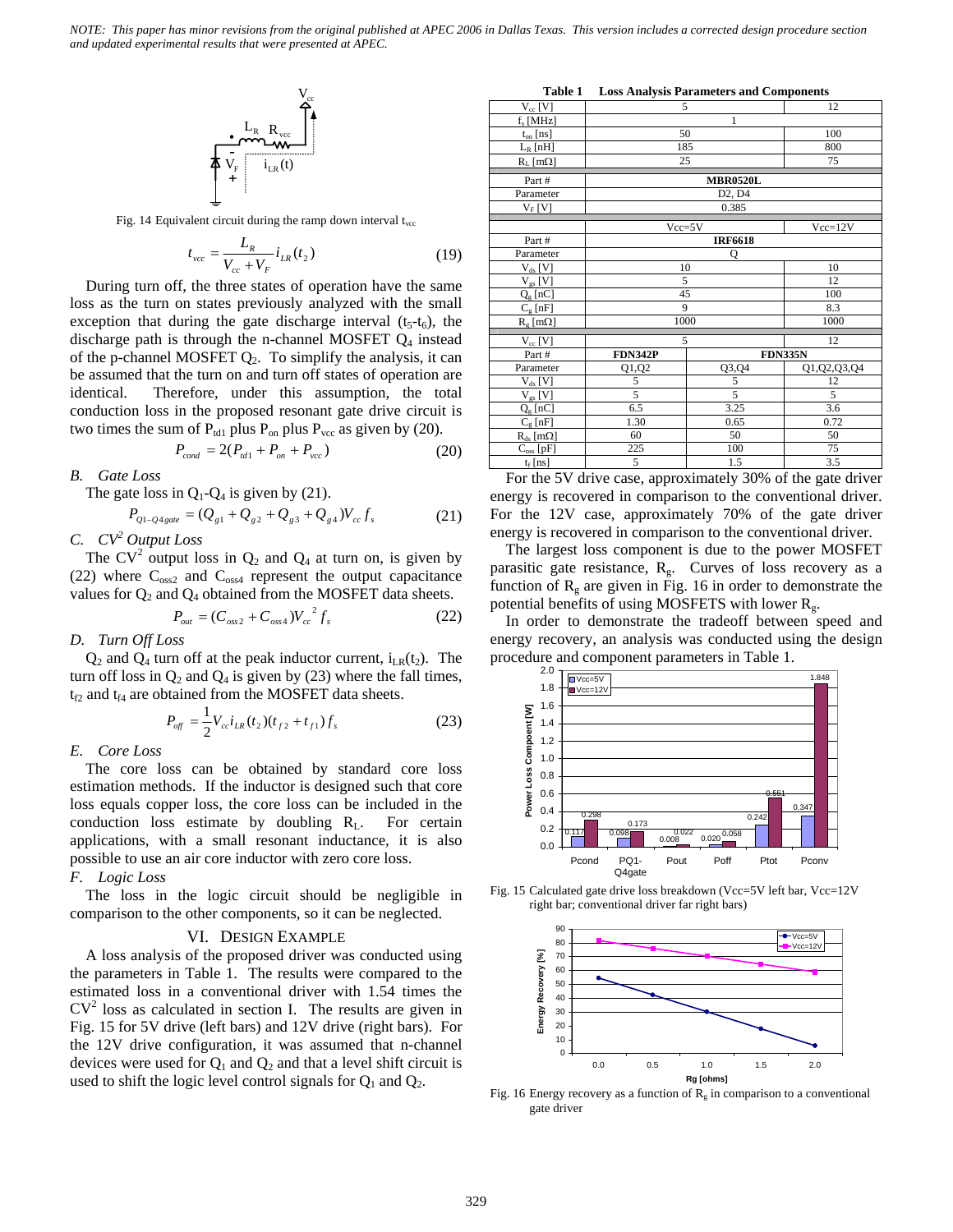NOTE: This paper has minor revisions from the original published at APEC 2006 in Dallas Texas. This version includes a corrected design procedure section and updated experimental results that were presented at APEC.

Fig. 14 Equivalent circuit during the ramp down interval $t_{vcc}$

$$t_{vcc} = \frac{L_R}{V_{cc} + V_F} i_{LR}(t_2) \tag{19}$$

During turn off, the three states of operation have the same loss as the turn on states previously analyzed with the small exception that during the gate discharge interval ($t_5$-$t_6$), the discharge path is through the n-channel MOSFET $Q_4$ instead of the p-channel MOSFET $Q_2$. To simplify the analysis, it can be assumed that the turn on and turn off states of operation are identical. Therefore, under this assumption, the total conduction loss in the proposed resonant gate drive circuit is two times the sum of $P_{td1}$ plus $P_{on}$ plus $P_{vcc}$ as given by (20).

$$P_{cond} = 2(P_{td1} + P_{on} + P_{vcc}) \tag{20}$$

*B. Gate Loss*

The gate loss in $Q_1$-$Q_4$ is given by (21).

$$P_{Q1-Q4gate} = (Q_{g1} + Q_{g2} + Q_{g3} + Q_{g4})V_{cc} f_s \tag{21}$$

*C. $CV^2$ Output Loss*

The $CV^2$ output loss in $Q_2$ and $Q_4$ at turn on, is given by (22) where $C_{oss2}$ and $C_{oss4}$ represent the output capacitance values for $Q_2$ and $Q_4$ obtained from the MOSFET data sheets.

$$P_{out} = (C_{oss2} + C_{oss4})V_{cc}^{\ 2} f_s \tag{22}$$

*D. Turn Off Loss*

$Q_2$ and $Q_4$ turn off at the peak inductor current, $i_{LR}(t_2)$. The turn off loss in $Q_2$ and $Q_4$ is given by (23) where the fall times, $t_{f2}$ and $t_{f4}$ are obtained from the MOSFET data sheets.

$$P_{off} = \frac{1}{2} V_{cc} i_{LR}(t_2)(t_{f2} + t_{f1}) f_s \tag{23}$$

*E. Core Loss*

The core loss can be obtained by standard core loss estimation methods. If the inductor is designed such that core loss equals copper loss, the core loss can be included in the conduction loss estimate by doubling $R_L$. For certain applications, with a small resonant inductance, it is also possible to use an air core inductor with zero core loss.

*F. Logic Loss*

The loss in the logic circuit should be negligible in comparison to the other components, so it can be neglected.

## VI. Design Example

A loss analysis of the proposed driver was conducted using the parameters in Table 1. The results were compared to the estimated loss in a conventional driver with 1.54 times the $CV^2$ loss as calculated in section I. The results are given in Fig. 15 for 5V drive (left bars) and 12V drive (right bars). For the 12V drive configuration, it was assumed that n-channel devices were used for $Q_1$ and $Q_2$ and that a level shift circuit is used to shift the logic level control signals for $Q_1$ and $Q_2$.

**Table 1 Loss Analysis Parameters and Components**

| | | | |
|---|---|---|---|
| $V_{cc}$ [V] | 5 | | 12 |
| $f_s$ [MHz] | 1 | | |
| $t_{on}$ [ns] | 50 | | 100 |
| $L_R$ [nH] | 185 | | 800 |
| $R_L$ [mΩ] | 25 | | 75 |
| Part # | **MBR0520L** | | |
| Parameter | D2, D4 | | |
| $V_F$ [V] | 0.385 | | |
| | Vcc=5V | | Vcc=12V |
| Part # | **IRF6618** | | |
| Parameter | Q | | |
| $V_{ds}$ [V] | 10 | | 10 |
| $V_{gs}$ [V] | 5 | | 12 |
| $Q_g$ [nC] | 45 | | 100 |
| $C_g$ [nF] | 9 | | 8.3 |
| $R_g$ [mΩ] | 1000 | | 1000 |
| $V_{cc}$ [V] | 5 | | 12 |
| Part # | **FDN342P** | **FDN335N** | |
| Parameter | Q1,Q2 | Q3,Q4 | Q1,Q2,Q3,Q4 |
| $V_{ds}$ [V] | 5 | 5 | 12 |
| $V_{gs}$ [V] | 5 | 5 | 5 |
| $Q_g$ [nC] | 6.5 | 3.25 | 3.6 |
| $C_g$ [nF] | 1.30 | 0.65 | 0.72 |
| $R_{ds}$ [mΩ] | 60 | 50 | 50 |
| $C_{oss}$ [pF] | 225 | 100 | 75 |
| $t_f$ [ns] | 5 | 1.5 | 3.5 |

For the 5V drive case, approximately 30% of the gate driver energy is recovered in comparison to the conventional driver. For the 12V case, approximately 70% of the gate driver energy is recovered in comparison to the conventional driver.

The largest loss component is due to the power MOSFET parasitic gate resistance, $R_g$. Curves of loss recovery as a function of $R_g$ are given in Fig. 16 in order to demonstrate the potential benefits of using MOSFETS with lower $R_g$.

In order to demonstrate the tradeoff between speed and energy recovery, an analysis was conducted using the design procedure and component parameters in Table 1.

Fig. 15 Calculated gate drive loss breakdown (Vcc=5V left bar, Vcc=12V right bar; conventional driver far right bars)

Fig. 16 Energy recovery as a function of $R_g$ in comparison to a conventional gate driver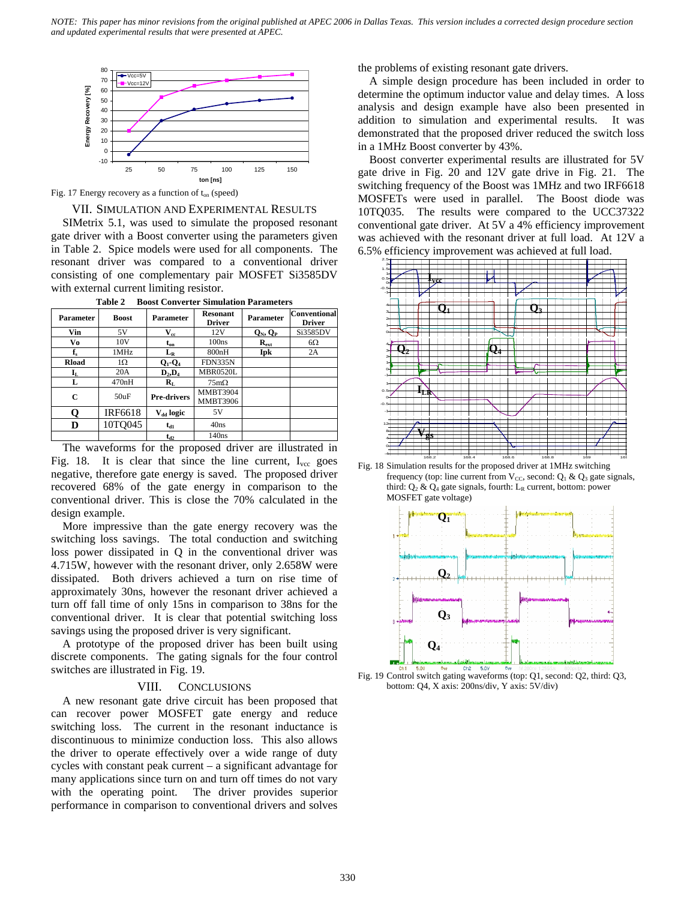NOTE: This paper has minor revisions from the original published at APEC 2006 in Dallas Texas. This version includes a corrected design procedure section and updated experimental results that were presented at APEC.

Fig. 17 Energy recovery as a function of $t_{on}$ (speed)

## VII. Simulation and Experimental Results

SIMetrix 5.1, was used to simulate the proposed resonant gate driver with a Boost converter using the parameters given in Table 2. Spice models were used for all components. The resonant driver was compared to a conventional driver consisting of one complementary pair MOSFET Si3585DV with external current limiting resistor.

**Table 2 Boost Converter Simulation Parameters**

| Parameter | Boost | Parameter | Resonant Driver | Parameter | Conventional Driver |
|---|---|---|---|---|---|
| Vin | 5V | $V_{cc}$ | 12V | $Q_N$, $Q_P$ | Si3585DV |
| Vo | 10V | $t_{on}$ | 100ns | $R_{ext}$ | 6Ω |
| $f_s$ | 1MHz | $L_R$ | 800nH | Ipk | 2A |
| Rload | 1Ω | $Q_1$-$Q_4$ | FDN335N | | |
| $I_L$ | 20A | $D_2$,$D_4$ | MBR0520L | | |
| L | 470nH | $R_L$ | 75mΩ | | |
| C | 50uF | Pre-drivers | MMBT3904 MMBT3906 | | |
| Q | IRF6618 | $V_{dd}$ logic | 5V | | |
| D | 10TQ045 | $t_{d1}$ | 40ns | | |
| | | $t_{d2}$ | 140ns | | |

The waveforms for the proposed driver are illustrated in Fig. 18. It is clear that since the line current, $I_{vcc}$ goes negative, therefore gate energy is saved. The proposed driver recovered 68% of the gate energy in comparison to the conventional driver. This is close the 70% calculated in the design example.

More impressive than the gate energy recovery was the switching loss savings. The total conduction and switching loss power dissipated in Q in the conventional driver was 4.715W, however with the resonant driver, only 2.658W were dissipated. Both drivers achieved a turn on rise time of approximately 30ns, however the resonant driver achieved a turn off fall time of only 15ns in comparison to 38ns for the conventional driver. It is clear that potential switching loss savings using the proposed driver is very significant.

A prototype of the proposed driver has been built using discrete components. The gating signals for the four control switches are illustrated in Fig. 19.

## VIII. Conclusions

A new resonant gate drive circuit has been proposed that can recover power MOSFET gate energy and reduce switching loss. The current in the resonant inductance is discontinuous to minimize conduction loss. This also allows the driver to operate effectively over a wide range of duty cycles with constant peak current – a significant advantage for many applications since turn on and turn off times do not vary with the operating point. The driver provides superior performance in comparison to conventional drivers and solves the problems of existing resonant gate drivers.

A simple design procedure has been included in order to determine the optimum inductor value and delay times. A loss analysis and design example have also been presented in addition to simulation and experimental results. It was demonstrated that the proposed driver reduced the switch loss in a 1MHz Boost converter by 43%.

Boost converter experimental results are illustrated for 5V gate drive in Fig. 20 and 12V gate drive in Fig. 21. The switching frequency of the Boost was 1MHz and two IRF6618 MOSFETs were used in parallel. The Boost diode was 10TQ035. The results were compared to the UCC37322 conventional gate driver. At 5V a 4% efficiency improvement was achieved with the resonant driver at full load. At 12V a 6.5% efficiency improvement was achieved at full load.

Fig. 18 Simulation results for the proposed driver at 1MHz switching frequency (top: line current from $V_{CC}$, second: $Q_1$ & $Q_3$ gate signals, third: $Q_2$ & $Q_4$ gate signals, fourth: $L_R$ current, bottom: power MOSFET gate voltage)

Fig. 19 Control switch gating waveforms (top: Q1, second: Q2, third: Q3, bottom: Q4, X axis: 200ns/div, Y axis: 5V/div)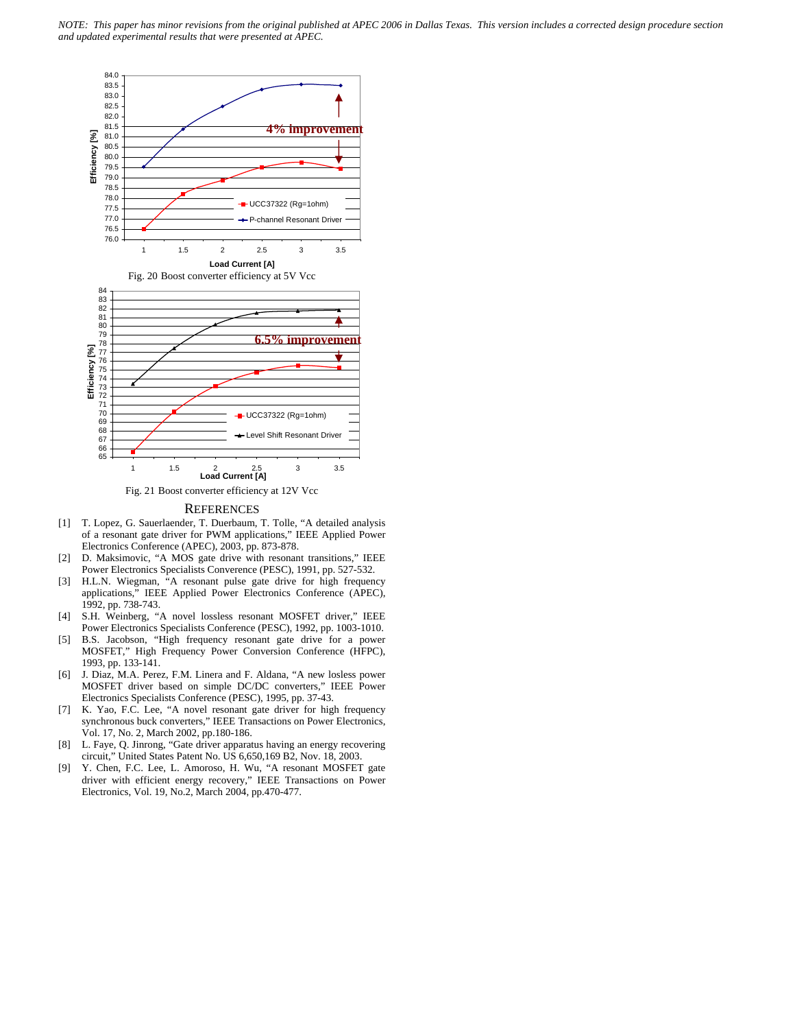*NOTE: This paper has minor revisions from the original published at APEC 2006 in Dallas Texas. This version includes a corrected design procedure section and updated experimental results that were presented at APEC.*

Efficiency [%]
84.0
83.5
83.0
82.5
82.0
81.5
81.0
80.5
80.0
79.5
79.0
78.5
78.0
77.5
77.0
76.5
76.0
1 1.5 2 2.5 3 3.5
Load Current [A]
4% improvement
UCC37322 (Rg=1ohm)
P-channel Resonant Driver

Fig. 20 Boost converter efficiency at 5V Vcc

Efficiency [%]
84
83
82
81
80
79
78
77
76
75
74
73
72
71
70
69
68
67
66
65
1 1.5 2 2.5 3 3.5
Load Current [A]
6.5% improvement
UCC37322 (Rg=1ohm)
Level Shift Resonant Driver

Fig. 21 Boost converter efficiency at 12V Vcc

## References

[1] T. Lopez, G. Sauerlaender, T. Duerbaum, T. Tolle, "A detailed analysis of a resonant gate driver for PWM applications," IEEE Applied Power Electronics Conference (APEC), 2003, pp. 873-878.

[2] D. Maksimovic, "A MOS gate drive with resonant transitions," IEEE Power Electronics Specialists Converence (PESC), 1991, pp. 527-532.

[3] H.L.N. Wiegman, "A resonant pulse gate drive for high frequency applications," IEEE Applied Power Electronics Conference (APEC), 1992, pp. 738-743.

[4] S.H. Weinberg, "A novel lossless resonant MOSFET driver," IEEE Power Electronics Specialists Conference (PESC), 1992, pp. 1003-1010.

[5] B.S. Jacobson, "High frequency resonant gate drive for a power MOSFET," High Frequency Power Conversion Conference (HFPC), 1993, pp. 133-141.

[6] J. Diaz, M.A. Perez, F.M. Linera and F. Aldana, "A new lossless power MOSFET driver based on simple DC/DC converters," IEEE Power Electronics Specialists Conference (PESC), 1995, pp. 37-43.

[7] K. Yao, F.C. Lee, "A novel resonant gate driver for high frequency synchronous buck converters," IEEE Transactions on Power Electronics, Vol. 17, No. 2, March 2002, pp.180-186.

[8] L. Faye, Q. Jinrong, "Gate driver apparatus having an energy recovering circuit," United States Patent No. US 6,650,169 B2, Nov. 18, 2003.

[9] Y. Chen, F.C. Lee, L. Amoroso, H. Wu, "A resonant MOSFET gate driver with efficient energy recovery," IEEE Transactions on Power Electronics, Vol. 19, No.2, March 2004, pp.470-477.